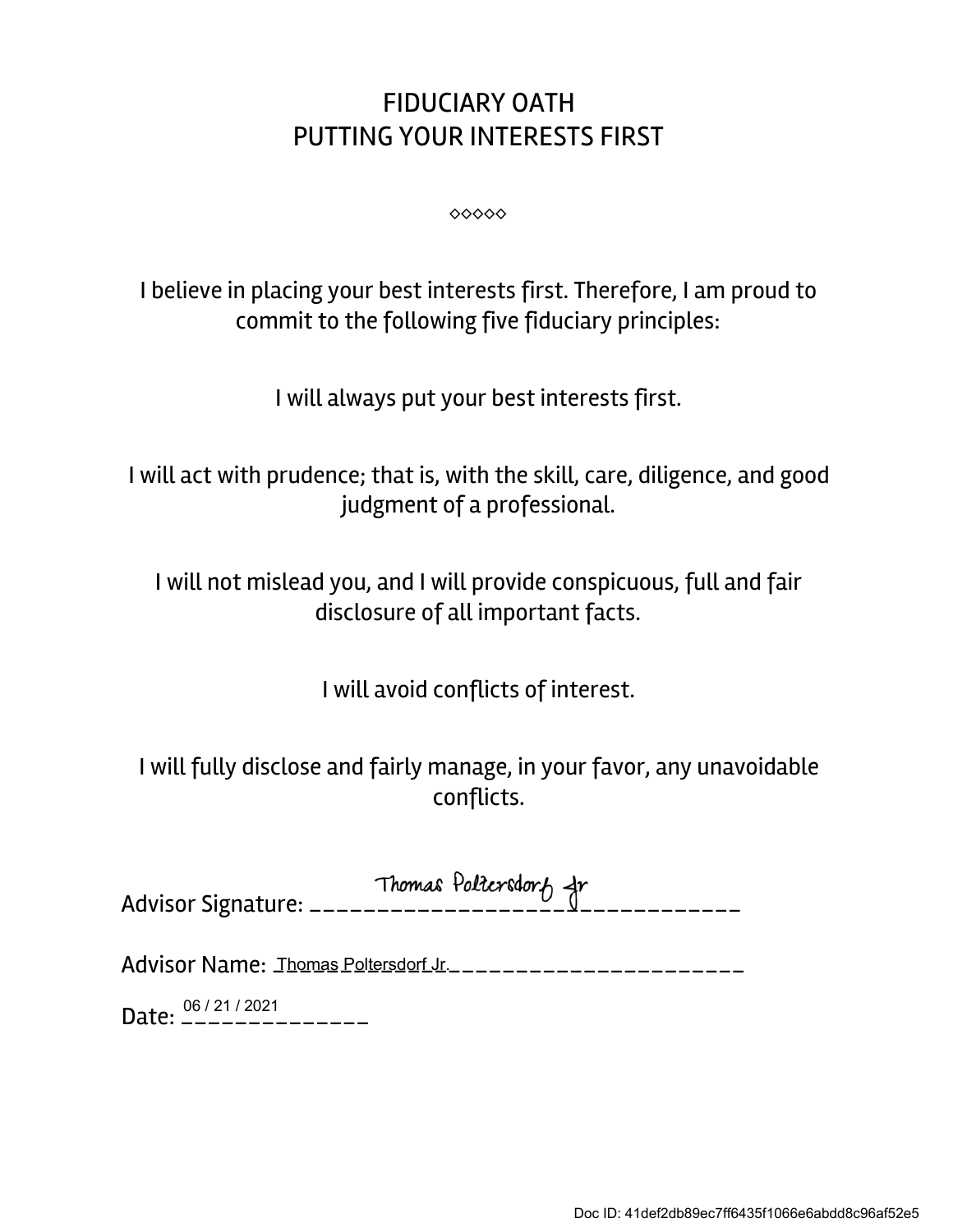# FIDUCIARY OATH
# PUTTING YOUR INTERESTS FIRST

◇◇◇◇◇

I believe in placing your best interests first. Therefore, I am proud to commit to the following five fiduciary principles:

I will always put your best interests first.

I will act with prudence; that is, with the skill, care, diligence, and good judgment of a professional.

I will not mislead you, and I will provide conspicuous, full and fair disclosure of all important facts.

I will avoid conflicts of interest.

I will fully disclose and fairly manage, in your favor, any unavoidable conflicts.

Advisor Signature: Thomas Poltersdorf Jr

Advisor Name: Thomas Poltersdorf Jr.

Date: 06 / 21 / 2021

Doc ID: 41def2db89ec7ff6435f1066e6abdd8c96af52e5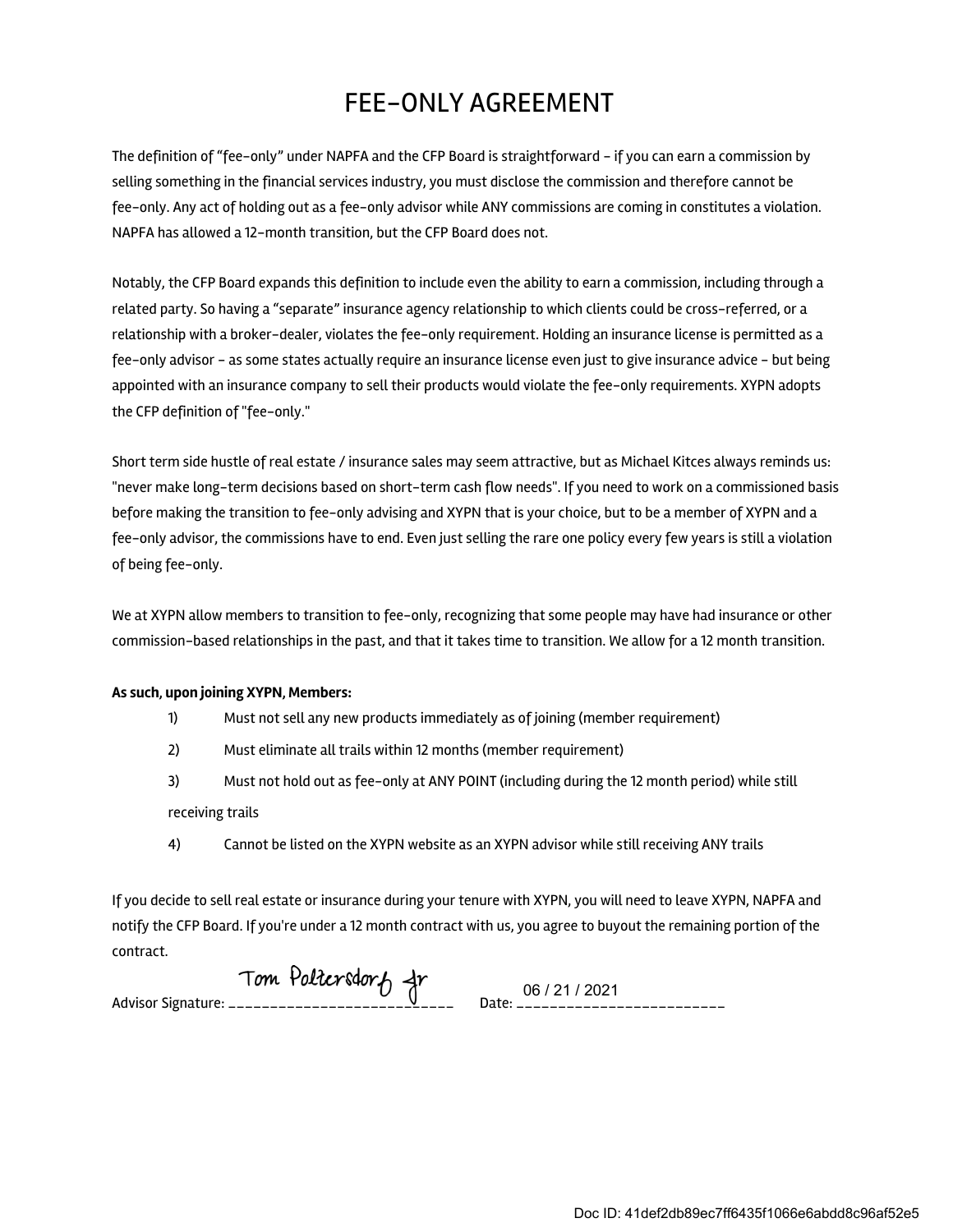# FEE-ONLY AGREEMENT

The definition of "fee-only" under NAPFA and the CFP Board is straightforward - if you can earn a commission by selling something in the financial services industry, you must disclose the commission and therefore cannot be fee-only. Any act of holding out as a fee-only advisor while ANY commissions are coming in constitutes a violation. NAPFA has allowed a 12-month transition, but the CFP Board does not.

Notably, the CFP Board expands this definition to include even the ability to earn a commission, including through a related party. So having a "separate" insurance agency relationship to which clients could be cross-referred, or a relationship with a broker-dealer, violates the fee-only requirement. Holding an insurance license is permitted as a fee-only advisor - as some states actually require an insurance license even just to give insurance advice - but being appointed with an insurance company to sell their products would violate the fee-only requirements. XYPN adopts the CFP definition of "fee-only."

Short term side hustle of real estate / insurance sales may seem attractive, but as Michael Kitces always reminds us: "never make long-term decisions based on short-term cash flow needs". If you need to work on a commissioned basis before making the transition to fee-only advising and XYPN that is your choice, but to be a member of XYPN and a fee-only advisor, the commissions have to end. Even just selling the rare one policy every few years is still a violation of being fee-only.

We at XYPN allow members to transition to fee-only, recognizing that some people may have had insurance or other commission-based relationships in the past, and that it takes time to transition. We allow for a 12 month transition.

**As such, upon joining XYPN, Members:**

1) Must not sell any new products immediately as of joining (member requirement)
2) Must eliminate all trails within 12 months (member requirement)
3) Must not hold out as fee-only at ANY POINT (including during the 12 month period) while still receiving trails
4) Cannot be listed on the XYPN website as an XYPN advisor while still receiving ANY trails

If you decide to sell real estate or insurance during your tenure with XYPN, you will need to leave XYPN, NAPFA and notify the CFP Board. If you're under a 12 month contract with us, you agree to buyout the remaining portion of the contract.

Advisor Signature: Tom Polzersdorf Jr Date: 06 / 21 / 2021

Doc ID: 41def2db89ec7ff6435f1066e6abdd8c96af52e5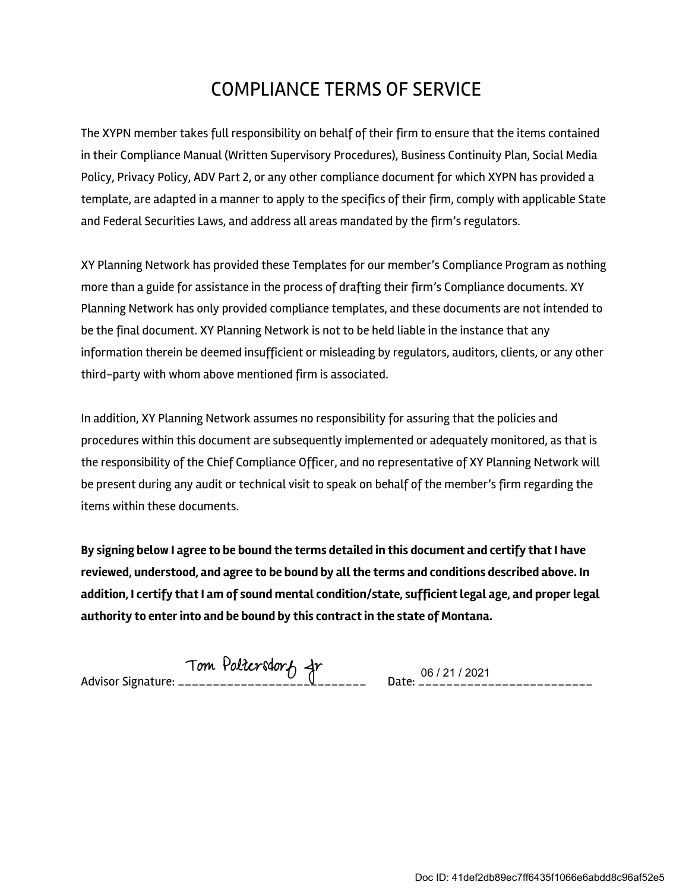# COMPLIANCE TERMS OF SERVICE

The XYPN member takes full responsibility on behalf of their firm to ensure that the items contained in their Compliance Manual (Written Supervisory Procedures), Business Continuity Plan, Social Media Policy, Privacy Policy, ADV Part 2, or any other compliance document for which XYPN has provided a template, are adapted in a manner to apply to the specifics of their firm, comply with applicable State and Federal Securities Laws, and address all areas mandated by the firm's regulators.

XY Planning Network has provided these Templates for our member's Compliance Program as nothing more than a guide for assistance in the process of drafting their firm's Compliance documents. XY Planning Network has only provided compliance templates, and these documents are not intended to be the final document. XY Planning Network is not to be held liable in the instance that any information therein be deemed insufficient or misleading by regulators, auditors, clients, or any other third-party with whom above mentioned firm is associated.

In addition, XY Planning Network assumes no responsibility for assuring that the policies and procedures within this document are subsequently implemented or adequately monitored, as that is the responsibility of the Chief Compliance Officer, and no representative of XY Planning Network will be present during any audit or technical visit to speak on behalf of the member's firm regarding the items within these documents.

**By signing below I agree to be bound the terms detailed in this document and certify that I have reviewed, understood, and agree to be bound by all the terms and conditions described above. In addition, I certify that I am of sound mental condition/state, sufficient legal age, and proper legal authority to enter into and be bound by this contract in the state of Montana.**

Advisor Signature: Tom Poltersdorf Jr ____________________________ Date: 06 / 21 / 2021 ________________________

Doc ID: 41def2db89ec7ff6435f1066e6abdd8c96af52e5